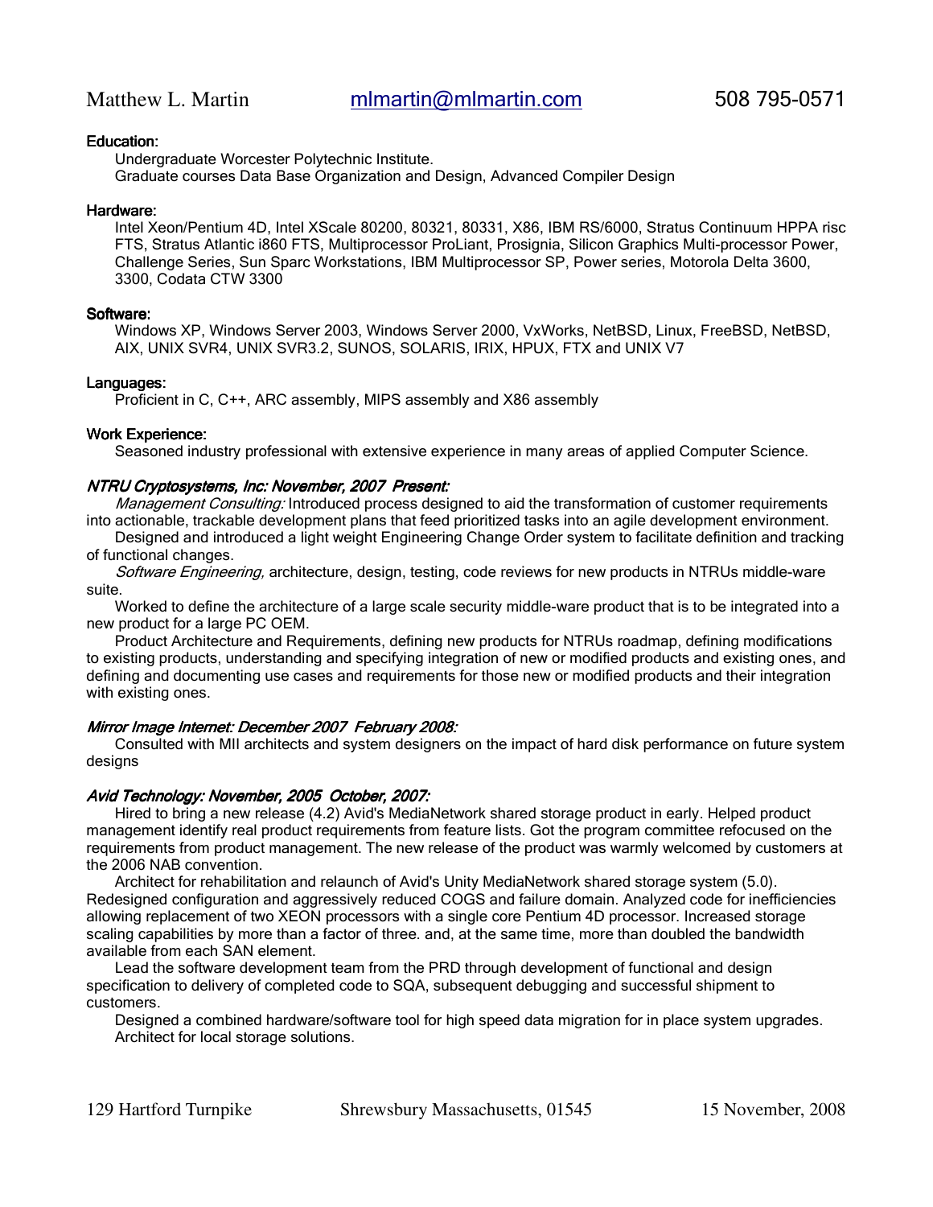Matthew L. Martin    mlmartin@mlmartin.com    508 795-0571

### Education:

Undergraduate Worcester Polytechnic Institute.
Graduate courses Data Base Organization and Design, Advanced Compiler Design

### Hardware:

Intel Xeon/Pentium 4D, Intel XScale 80200, 80321, 80331, X86, IBM RS/6000, Stratus Continuum HPPA risc FTS, Stratus Atlantic i860 FTS, Multiprocessor ProLiant, Prosignia, Silicon Graphics Multi-processor Power, Challenge Series, Sun Sparc Workstations, IBM Multiprocessor SP, Power series, Motorola Delta 3600, 3300, Codata CTW 3300

### Software:

Windows XP, Windows Server 2003, Windows Server 2000, VxWorks, NetBSD, Linux, FreeBSD, NetBSD, AIX, UNIX SVR4, UNIX SVR3.2, SUNOS, SOLARIS, IRIX, HPUX, FTX and UNIX V7

### Languages:

Proficient in C, C++, ARC assembly, MIPS assembly and X86 assembly

### Work Experience:

Seasoned industry professional with extensive experience in many areas of applied Computer Science.

***NTRU Cryptosystems, Inc: November, 2007 Present:***

*Management Consulting:* Introduced process designed to aid the transformation of customer requirements into actionable, trackable development plans that feed prioritized tasks into an agile development environment.

Designed and introduced a light weight Engineering Change Order system to facilitate definition and tracking of functional changes.

*Software Engineering,* architecture, design, testing, code reviews for new products in NTRUs middle-ware suite.

Worked to define the architecture of a large scale security middle-ware product that is to be integrated into a new product for a large PC OEM.

Product Architecture and Requirements, defining new products for NTRUs roadmap, defining modifications to existing products, understanding and specifying integration of new or modified products and existing ones, and defining and documenting use cases and requirements for those new or modified products and their integration with existing ones.

***Mirror Image Internet: December 2007 February 2008:***

Consulted with MII architects and system designers on the impact of hard disk performance on future system designs

***Avid Technology: November, 2005 October, 2007:***

Hired to bring a new release (4.2) Avid's MediaNetwork shared storage product in early. Helped product management identify real product requirements from feature lists. Got the program committee refocused on the requirements from product management. The new release of the product was warmly welcomed by customers at the 2006 NAB convention.

Architect for rehabilitation and relaunch of Avid's Unity MediaNetwork shared storage system (5.0). Redesigned configuration and aggressively reduced COGS and failure domain. Analyzed code for inefficiencies allowing replacement of two XEON processors with a single core Pentium 4D processor. Increased storage scaling capabilities by more than a factor of three. and, at the same time, more than doubled the bandwidth available from each SAN element.

Lead the software development team from the PRD through development of functional and design specification to delivery of completed code to SQA, subsequent debugging and successful shipment to customers.

Designed a combined hardware/software tool for high speed data migration for in place system upgrades.
Architect for local storage solutions.

129 Hartford Turnpike    Shrewsbury Massachusetts, 01545    15 November, 2008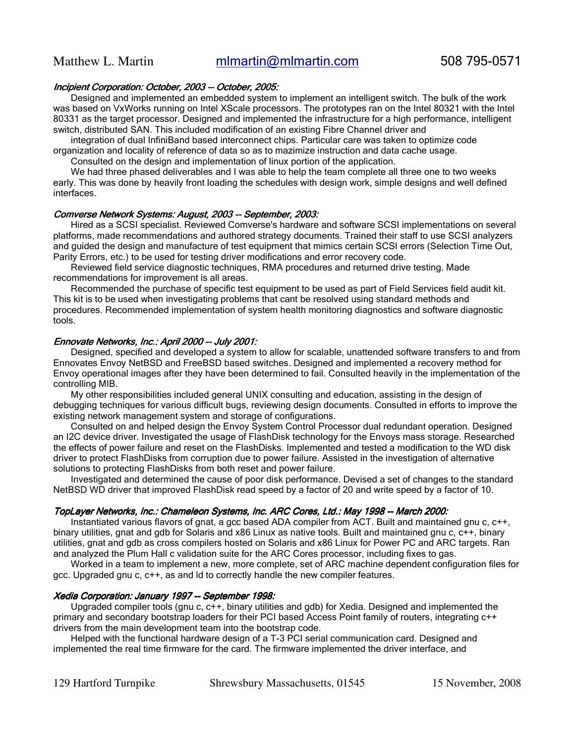*Incipient Corporation: October, 2003 -- October, 2005:*

Designed and implemented an embedded system to implement an intelligent switch. The bulk of the work was based on VxWorks running on Intel XScale processors. The prototypes ran on the Intel 80321 with the Intel 80331 as the target processor. Designed and implemented the infrastructure for a high performance, intelligent switch, distributed SAN. This included modification of an existing Fibre Channel driver and

integration of dual InfiniBand based interconnect chips. Particular care was taken to optimize code organization and locality of reference of data so as to mazimize instruction and data cache usage.

Consulted on the design and implementation of linux portion of the application.

We had three phased deliverables and I was able to help the team complete all three one to two weeks early. This was done by heavily front loading the schedules with design work, simple designs and well defined interfaces.

*Comverse Network Systems: August, 2003 -- September, 2003:*

Hired as a SCSI specialist. Reviewed Comverse's hardware and software SCSI implementations on several platforms, made recommendations and authored strategy documents. Trained their staff to use SCSI analyzers and guided the design and manufacture of test equipment that mimics certain SCSI errors (Selection Time Out, Parity Errors, etc.) to be used for testing driver modifications and error recovery code.

Reviewed field service diagnostic techniques, RMA procedures and returned drive testing. Made recommendations for improvement is all areas.

Recommended the purchase of specific test equipment to be used as part of Field Services field audit kit. This kit is to be used when investigating problems that cant be resolved using standard methods and procedures. Recommended implementation of system health monitoring diagnostics and software diagnostic tools.

*Ennovate Networks, Inc.: April 2000 -- July 2001:*

Designed, specified and developed a system to allow for scalable, unattended software transfers to and from Ennovates Envoy NetBSD and FreeBSD based switches. Designed and implemented a recovery method for Envoy operational images after they have been determined to fail. Consulted heavily in the implementation of the controlling MIB.

My other responsibilities included general UNIX consulting and education, assisting in the design of debugging techniques for various difficult bugs, reviewing design documents. Consulted in efforts to improve the existing network management system and storage of configurations.

Consulted on and helped design the Envoy System Control Processor dual redundant operation. Designed an I2C device driver. Investigated the usage of FlashDisk technology for the Envoys mass storage. Researched the effects of power failure and reset on the FlashDisks. Implemented and tested a modification to the WD disk driver to protect FlashDisks from corruption due to power failure. Assisted in the investigation of alternative solutions to protecting FlashDisks from both reset and power failure.

Investigated and determined the cause of poor disk performance. Devised a set of changes to the standard NetBSD WD driver that improved FlashDisk read speed by a factor of 20 and write speed by a factor of 10.

*TopLayer Networks, Inc.: Chameleon Systems, Inc. ARC Cores, Ltd.: May 1998 -- March 2000:*

Instantiated various flavors of gnat, a gcc based ADA compiler from ACT. Built and maintained gnu c, c++, binary utilities, gnat and gdb for Solaris and x86 Linux as native tools. Built and maintained gnu c, c++, binary utilities, gnat and gdb as cross compilers hosted on Solaris and x86 Linux for Power PC and ARC targets. Ran and analyzed the Plum Hall c validation suite for the ARC Cores processor, including fixes to gas.

Worked in a team to implement a new, more complete, set of ARC machine dependent configuration files for gcc. Upgraded gnu c, c++, as and ld to correctly handle the new compiler features.

*Xedia Corporation: January 1997 -- September 1998:*

Upgraded compiler tools (gnu c, c++, binary utilities and gdb) for Xedia. Designed and implemented the primary and secondary bootstrap loaders for their PCI based Access Point family of routers, integrating c++ drivers from the main development team into the bootstrap code.

Helped with the functional hardware design of a T-3 PCI serial communication card. Designed and implemented the real time firmware for the card. The firmware implemented the driver interface, and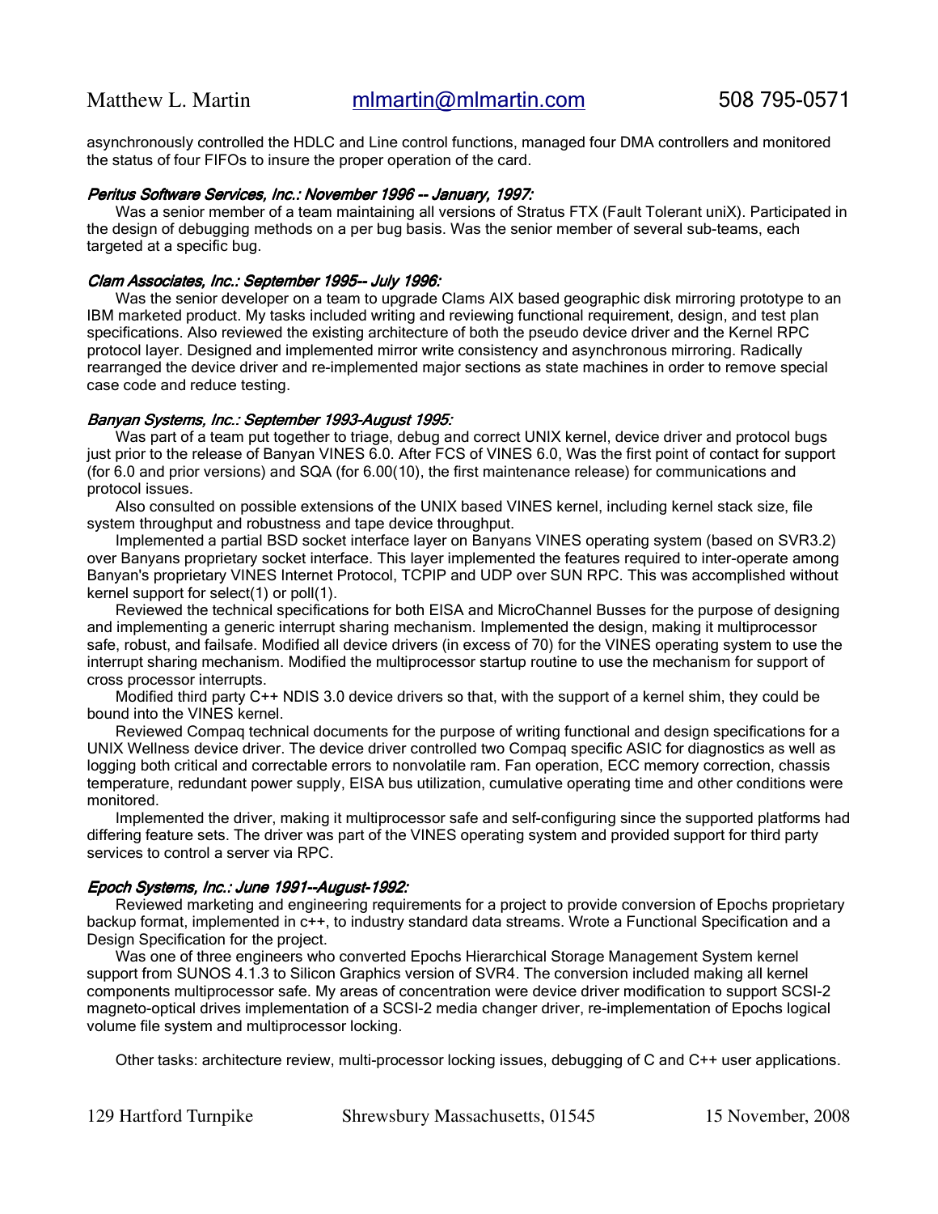asynchronously controlled the HDLC and Line control functions, managed four DMA controllers and monitored the status of four FIFOs to insure the proper operation of the card.

***Peritus Software Services, Inc.: November 1996 -- January, 1997:***

Was a senior member of a team maintaining all versions of Stratus FTX (Fault Tolerant uniX). Participated in the design of debugging methods on a per bug basis. Was the senior member of several sub-teams, each targeted at a specific bug.

***Clam Associates, Inc.: September 1995-- July 1996:***

Was the senior developer on a team to upgrade Clams AIX based geographic disk mirroring prototype to an IBM marketed product. My tasks included writing and reviewing functional requirement, design, and test plan specifications. Also reviewed the existing architecture of both the pseudo device driver and the Kernel RPC protocol layer. Designed and implemented mirror write consistency and asynchronous mirroring. Radically rearranged the device driver and re-implemented major sections as state machines in order to remove special case code and reduce testing.

***Banyan Systems, Inc.: September 1993-August 1995:***

Was part of a team put together to triage, debug and correct UNIX kernel, device driver and protocol bugs just prior to the release of Banyan VINES 6.0. After FCS of VINES 6.0, Was the first point of contact for support (for 6.0 and prior versions) and SQA (for 6.00(10), the first maintenance release) for communications and protocol issues.

Also consulted on possible extensions of the UNIX based VINES kernel, including kernel stack size, file system throughput and robustness and tape device throughput.

Implemented a partial BSD socket interface layer on Banyans VINES operating system (based on SVR3.2) over Banyans proprietary socket interface. This layer implemented the features required to inter-operate among Banyan's proprietary VINES Internet Protocol, TCPIP and UDP over SUN RPC. This was accomplished without kernel support for select(1) or poll(1).

Reviewed the technical specifications for both EISA and MicroChannel Busses for the purpose of designing and implementing a generic interrupt sharing mechanism. Implemented the design, making it multiprocessor safe, robust, and failsafe. Modified all device drivers (in excess of 70) for the VINES operating system to use the interrupt sharing mechanism. Modified the multiprocessor startup routine to use the mechanism for support of cross processor interrupts.

Modified third party C++ NDIS 3.0 device drivers so that, with the support of a kernel shim, they could be bound into the VINES kernel.

Reviewed Compaq technical documents for the purpose of writing functional and design specifications for a UNIX Wellness device driver. The device driver controlled two Compaq specific ASIC for diagnostics as well as logging both critical and correctable errors to nonvolatile ram. Fan operation, ECC memory correction, chassis temperature, redundant power supply, EISA bus utilization, cumulative operating time and other conditions were monitored.

Implemented the driver, making it multiprocessor safe and self-configuring since the supported platforms had differing feature sets. The driver was part of the VINES operating system and provided support for third party services to control a server via RPC.

***Epoch Systems, Inc.: June 1991--August-1992:***

Reviewed marketing and engineering requirements for a project to provide conversion of Epochs proprietary backup format, implemented in c++, to industry standard data streams. Wrote a Functional Specification and a Design Specification for the project.

Was one of three engineers who converted Epochs Hierarchical Storage Management System kernel support from SUNOS 4.1.3 to Silicon Graphics version of SVR4. The conversion included making all kernel components multiprocessor safe. My areas of concentration were device driver modification to support SCSI-2 magneto-optical drives implementation of a SCSI-2 media changer driver, re-implementation of Epochs logical volume file system and multiprocessor locking.

Other tasks: architecture review, multi-processor locking issues, debugging of C and C++ user applications.